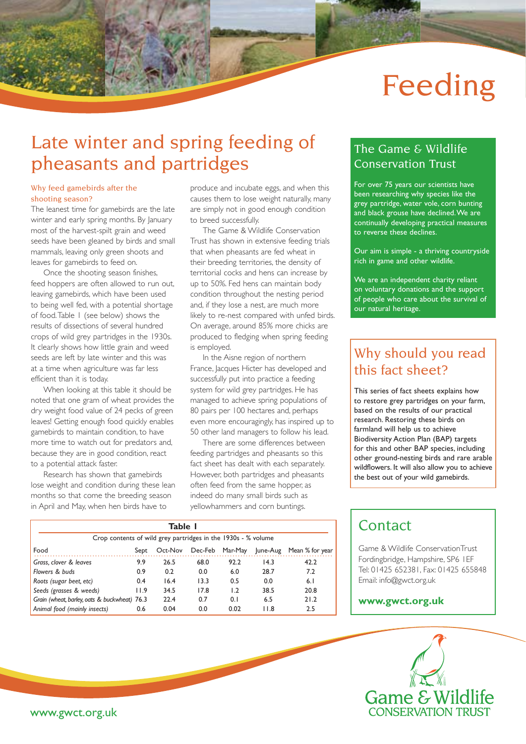# Feeding

## Late winter and spring feeding of pheasants and partridges

### Why feed gamebirds after the shooting season?

The leanest time for gamebirds are the late winter and early spring months. By January most of the harvest-spilt grain and weed seeds have been gleaned by birds and small mammals, leaving only green shoots and leaves for gamebirds to feed on.

Once the shooting season finishes, feed hoppers are often allowed to run out, leaving gamebirds, which have been used to being well fed, with a potential shortage of food. Table 1 (see below) shows the results of dissections of several hundred crops of wild grey partridges in the 1930s. It clearly shows how little grain and weed seeds are left by late winter and this was at a time when agriculture was far less efficient than it is today.

When looking at this table it should be noted that one gram of wheat provides the dry weight food value of 24 pecks of green leaves! Getting enough food quickly enables gamebirds to maintain condition, to have more time to watch out for predators and, because they are in good condition, react to a potential attack faster.

Research has shown that gamebirds lose weight and condition during these lean months so that come the breeding season in April and May, when hen birds have to produce and incubate eggs, and when this causes them to lose weight naturally, many are simply not in good enough condition to breed successfully.

The Game & Wildlife Conservation Trust has shown in extensive feeding trials that when pheasants are fed wheat in their breeding territories, the density of territorial cocks and hens can increase by up to 50%. Fed hens can maintain body condition throughout the nesting period and, if they lose a nest, are much more likely to re-nest compared with unfed birds. On average, around 85% more chicks are produced to fledging when spring feeding is employed.

In the Aisne region of northern France, Jacques Hicter has developed and successfully put into practice a feeding system for wild grey partridges. He has managed to achieve spring populations of 80 pairs per 100 hectares and, perhaps even more encouragingly, has inspired up to 50 other land managers to follow his lead.

There are some differences between feeding partridges and pheasants so this fact sheet has dealt with each separately. However, both partridges and pheasants often feed from the same hopper, as indeed do many small birds such as yellowhammers and corn buntings.

**Table 1**

Crop contents of wild grey partridges in the 1930s - % volume

| Food | Sept | Oct-Nov | Dec-Feb | Mar-May | June-Aug | Mean % for year |
|---|---|---|---|---|---|---|
| *Grass, clover & leaves* | 9.9 | 26.5 | 68.0 | 92.2 | 14.3 | 42.2 |
| *Flowers & buds* | 0.9 | 0.2 | 0.0 | 6.0 | 28.7 | 7.2 |
| *Roots (sugar beet, etc)* | 0.4 | 16.4 | 13.3 | 0.5 | 0.0 | 6.1 |
| *Seeds (grasses & weeds)* | 11.9 | 34.5 | 17.8 | 1.2 | 38.5 | 20.8 |
| *Grain (wheat, barley, oats & buckwheat)* | 76.3 | 22.4 | 0.7 | 0.1 | 6.5 | 21.2 |
| *Animal food (mainly insects)* | 0.6 | 0.04 | 0.0 | 0.02 | 11.8 | 2.5 |

## The Game & Wildlife Conservation Trust

For over 75 years our scientists have been researching why species like the grey partridge, water vole, corn bunting and black grouse have declined. We are continually developing practical measures to reverse these declines.

Our aim is simple - a thriving countryside rich in game and other wildlife.

We are an independent charity reliant on voluntary donations and the support of people who care about the survival of our natural heritage.

## Why should you read this fact sheet?

This series of fact sheets explains how to restore grey partridges on your farm, based on the results of our practical research. Restoring these birds on farmland will help us to achieve Biodiversity Action Plan (BAP) targets for this and other BAP species, including other ground-nesting birds and rare arable wildflowers. It will also allow you to achieve the best out of your wild gamebirds.

## Contact

Game & Wildlife Conservation Trust
Fordingbridge, Hampshire, SP6 1EF
Tel: 01425 652381, Fax: 01425 655848
Email: info@gwct.org.uk

**www.gwct.org.uk**

Game & Wildlife CONSERVATION TRUST

www.gwct.org.uk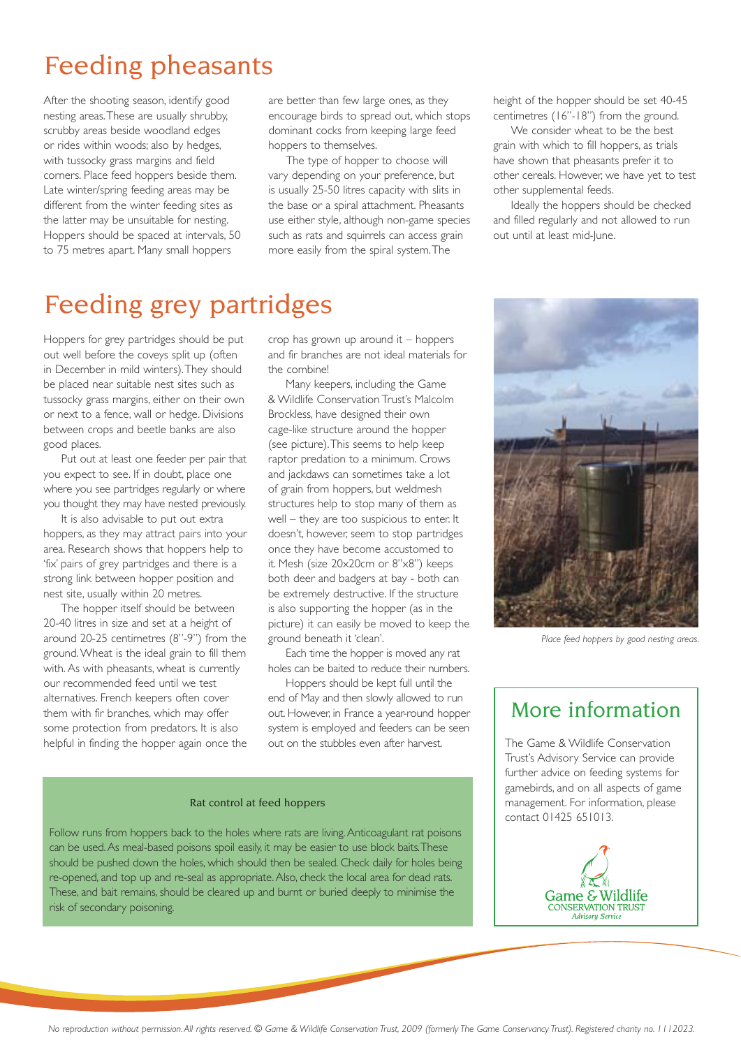# Feeding pheasants

After the shooting season, identify good nesting areas. These are usually shrubby, scrubby areas beside woodland edges or rides within woods; also by hedges, with tussocky grass margins and field corners. Place feed hoppers beside them. Late winter/spring feeding areas may be different from the winter feeding sites as the latter may be unsuitable for nesting. Hoppers should be spaced at intervals, 50 to 75 metres apart. Many small hoppers are better than few large ones, as they encourage birds to spread out, which stops dominant cocks from keeping large feed hoppers to themselves.

The type of hopper to choose will vary depending on your preference, but is usually 25-50 litres capacity with slits in the base or a spiral attachment. Pheasants use either style, although non-game species such as rats and squirrels can access grain more easily from the spiral system. The height of the hopper should be set 40-45 centimetres (16"-18") from the ground.

We consider wheat to be the best grain with which to fill hoppers, as trials have shown that pheasants prefer it to other cereals. However, we have yet to test other supplemental feeds.

Ideally the hoppers should be checked and filled regularly and not allowed to run out until at least mid-June.

# Feeding grey partridges

Hoppers for grey partridges should be put out well before the coveys split up (often in December in mild winters). They should be placed near suitable nest sites such as tussocky grass margins, either on their own or next to a fence, wall or hedge. Divisions between crops and beetle banks are also good places.

Put out at least one feeder per pair that you expect to see. If in doubt, place one where you see partridges regularly or where you thought they may have nested previously.

It is also advisable to put out extra hoppers, as they may attract pairs into your area. Research shows that hoppers help to 'fix' pairs of grey partridges and there is a strong link between hopper position and nest site, usually within 20 metres.

The hopper itself should be between 20-40 litres in size and set at a height of around 20-25 centimetres (8"-9") from the ground. Wheat is the ideal grain to fill them with. As with pheasants, wheat is currently our recommended feed until we test alternatives. French keepers often cover them with fir branches, which may offer some protection from predators. It is also helpful in finding the hopper again once the crop has grown up around it – hoppers and fir branches are not ideal materials for the combine!

Many keepers, including the Game & Wildlife Conservation Trust's Malcolm Brockless, have designed their own cage-like structure around the hopper (see picture). This seems to help keep raptor predation to a minimum. Crows and jackdaws can sometimes take a lot of grain from hoppers, but weldmesh structures help to stop many of them as well – they are too suspicious to enter. It doesn't, however, seem to stop partridges once they have become accustomed to it. Mesh (size 20x20cm or 8"x8") keeps both deer and badgers at bay - both can be extremely destructive. If the structure is also supporting the hopper (as in the picture) it can easily be moved to keep the ground beneath it 'clean'.

Each time the hopper is moved any rat holes can be baited to reduce their numbers.

Hoppers should be kept full until the end of May and then slowly allowed to run out. However, in France a year-round hopper system is employed and feeders can be seen out on the stubbles even after harvest.

*Place feed hoppers by good nesting areas.*

### Rat control at feed hoppers

Follow runs from hoppers back to the holes where rats are living. Anticoagulant rat poisons can be used. As meal-based poisons spoil easily, it may be easier to use block baits. These should be pushed down the holes, which should then be sealed. Check daily for holes being re-opened, and top up and re-seal as appropriate. Also, check the local area for dead rats. These, and bait remains, should be cleared up and burnt or buried deeply to minimise the risk of secondary poisoning.

## More information

The Game & Wildlife Conservation Trust's Advisory Service can provide further advice on feeding systems for gamebirds, and on all aspects of game management. For information, please contact 01425 651013.

Game & Wildlife CONSERVATION TRUST *Advisory Service*

*No reproduction without permission. All rights reserved. © Game & Wildlife Conservation Trust, 2009 (formerly The Game Conservancy Trust). Registered charity no. 1112023.*